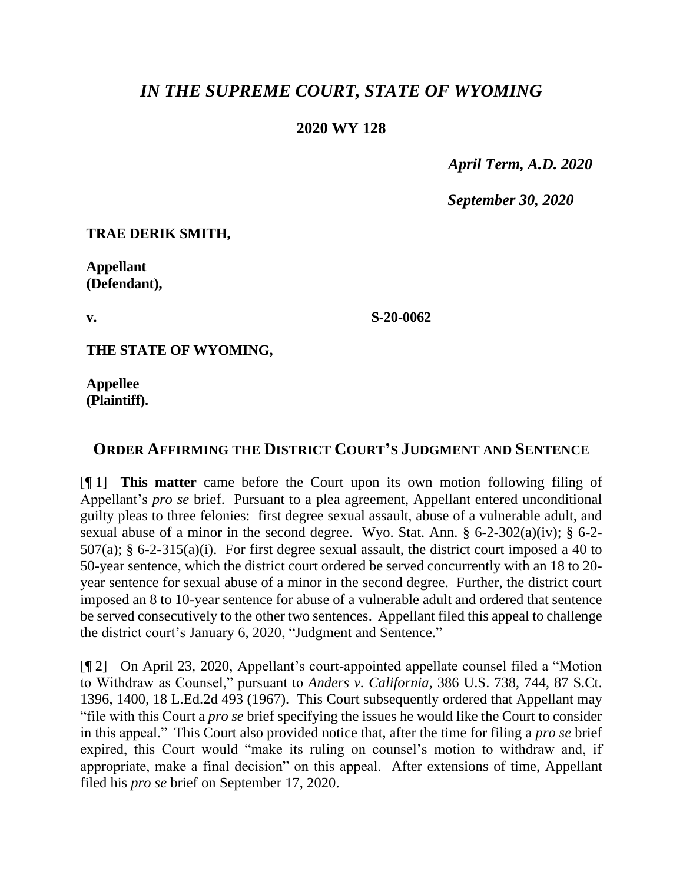# *IN THE SUPREME COURT, STATE OF WYOMING*

**2020 WY 128**

*April Term, A.D. 2020*

*September 30, 2020*

**TRAE DERIK SMITH,**

**Appellant (Defendant),**

**v.**

**S-20-0062**

**THE STATE OF WYOMING,**

**Appellee (Plaintiff).**

## ORDER AFFIRMING THE DISTRICT COURT'S JUDGMENT AND SENTENCE

[¶ 1] **This matter** came before the Court upon its own motion following filing of Appellant's *pro se* brief. Pursuant to a plea agreement, Appellant entered unconditional guilty pleas to three felonies: first degree sexual assault, abuse of a vulnerable adult, and sexual abuse of a minor in the second degree. Wyo. Stat. Ann. § 6-2-302(a)(iv); § 6-2-507(a); § 6-2-315(a)(i). For first degree sexual assault, the district court imposed a 40 to 50-year sentence, which the district court ordered be served concurrently with an 18 to 20-year sentence for sexual abuse of a minor in the second degree. Further, the district court imposed an 8 to 10-year sentence for abuse of a vulnerable adult and ordered that sentence be served consecutively to the other two sentences. Appellant filed this appeal to challenge the district court's January 6, 2020, "Judgment and Sentence."

[¶ 2] On April 23, 2020, Appellant's court-appointed appellate counsel filed a "Motion to Withdraw as Counsel," pursuant to *Anders v. California*, 386 U.S. 738, 744, 87 S.Ct. 1396, 1400, 18 L.Ed.2d 493 (1967). This Court subsequently ordered that Appellant may "file with this Court a *pro se* brief specifying the issues he would like the Court to consider in this appeal." This Court also provided notice that, after the time for filing a *pro se* brief expired, this Court would "make its ruling on counsel's motion to withdraw and, if appropriate, make a final decision" on this appeal. After extensions of time, Appellant filed his *pro se* brief on September 17, 2020.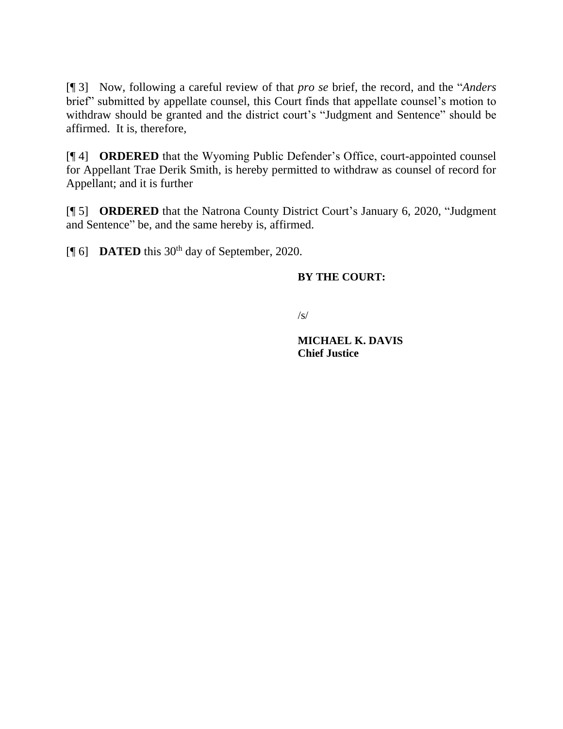[¶ 3] Now, following a careful review of that *pro se* brief, the record, and the "*Anders* brief" submitted by appellate counsel, this Court finds that appellate counsel's motion to withdraw should be granted and the district court's "Judgment and Sentence" should be affirmed. It is, therefore,

[¶ 4] **ORDERED** that the Wyoming Public Defender's Office, court-appointed counsel for Appellant Trae Derik Smith, is hereby permitted to withdraw as counsel of record for Appellant; and it is further

[¶ 5] **ORDERED** that the Natrona County District Court's January 6, 2020, "Judgment and Sentence" be, and the same hereby is, affirmed.

[¶ 6] **DATED** this 30th day of September, 2020.

**BY THE COURT:**

/s/

**MICHAEL K. DAVIS**
**Chief Justice**